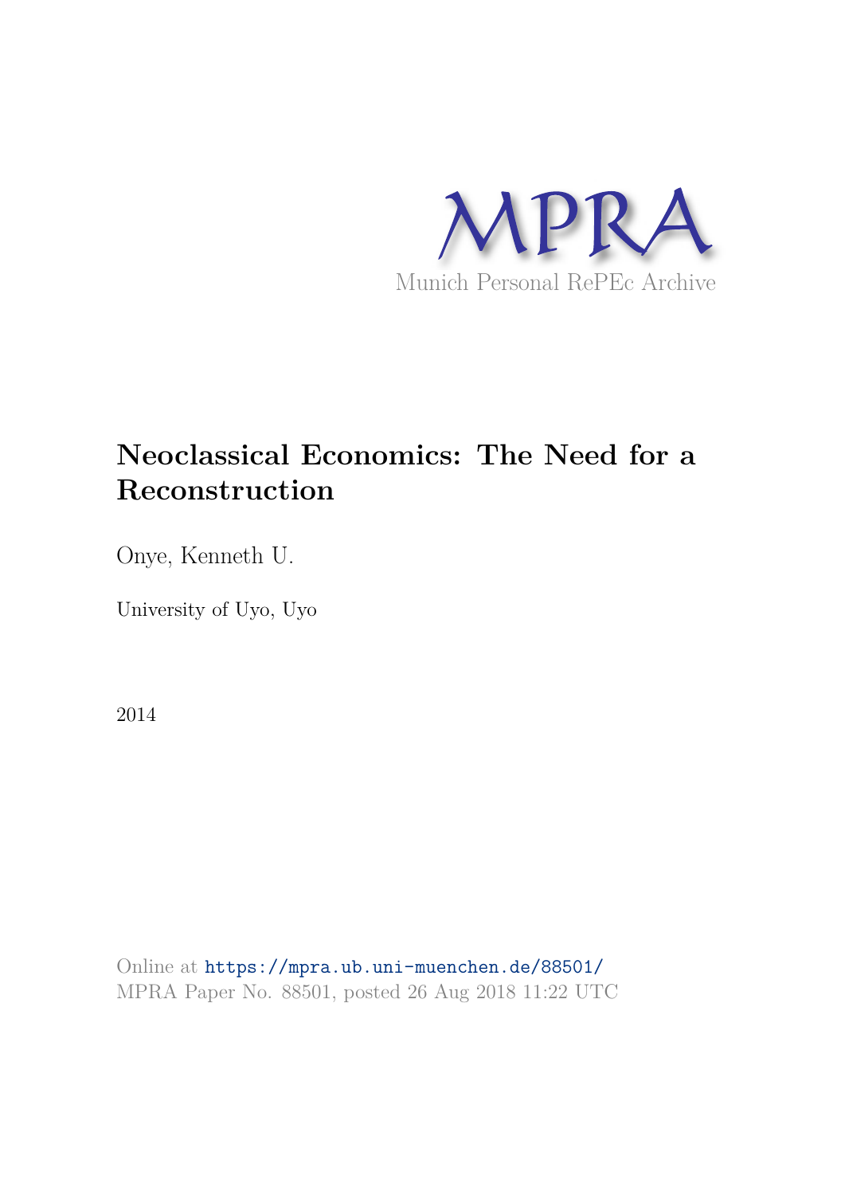MPRA

Munich Personal RePEc Archive

# Neoclassical Economics: The Need for a Reconstruction

Onye, Kenneth U.

University of Uyo, Uyo

2014

Online at https://mpra.ub.uni-muenchen.de/88501/
MPRA Paper No. 88501, posted 26 Aug 2018 11:22 UTC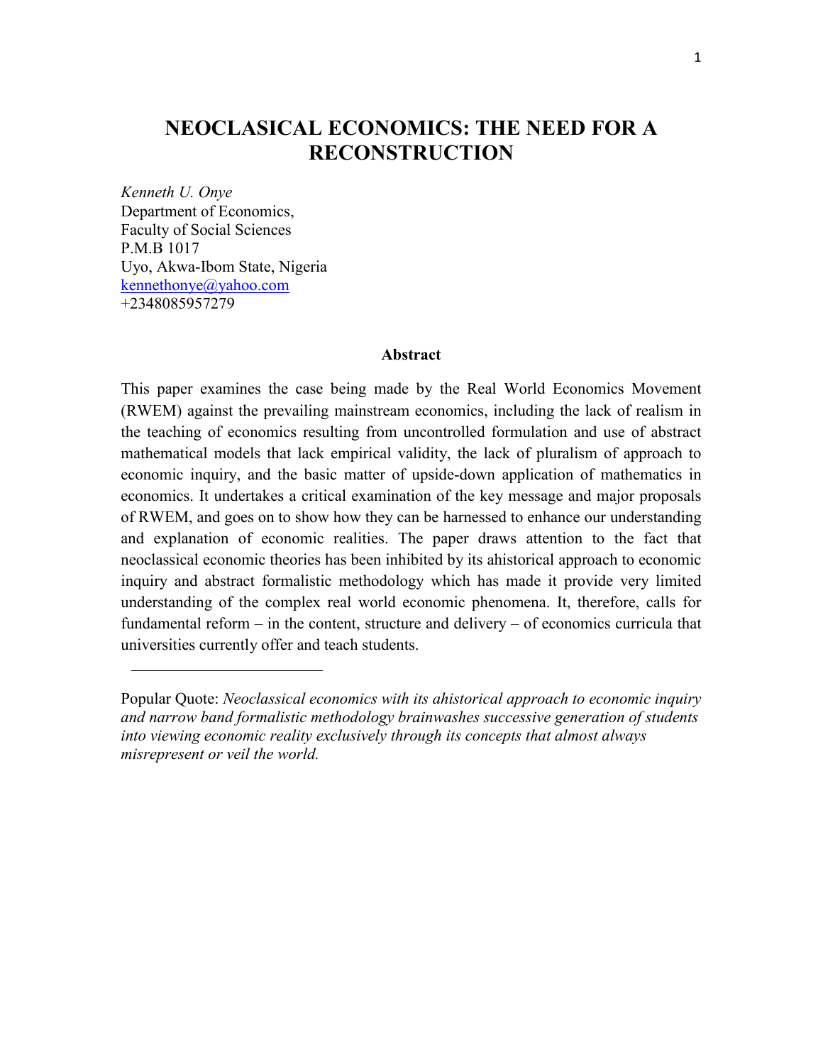# NEOCLASICAL ECONOMICS: THE NEED FOR A RECONSTRUCTION

*Kenneth U. Onye*  
Department of Economics,  
Faculty of Social Sciences  
P.M.B 1017  
Uyo, Akwa-Ibom State, Nigeria  
kennethonye@yahoo.com  
+2348085957279

**Abstract**

This paper examines the case being made by the Real World Economics Movement (RWEM) against the prevailing mainstream economics, including the lack of realism in the teaching of economics resulting from uncontrolled formulation and use of abstract mathematical models that lack empirical validity, the lack of pluralism of approach to economic inquiry, and the basic matter of upside-down application of mathematics in economics. It undertakes a critical examination of the key message and major proposals of RWEM, and goes on to show how they can be harnessed to enhance our understanding and explanation of economic realities. The paper draws attention to the fact that neoclassical economic theories has been inhibited by its ahistorical approach to economic inquiry and abstract formalistic methodology which has made it provide very limited understanding of the complex real world economic phenomena. It, therefore, calls for fundamental reform – in the content, structure and delivery – of economics curricula that universities currently offer and teach students.

---

Popular Quote: *Neoclassical economics with its ahistorical approach to economic inquiry and narrow band formalistic methodology brainwashes successive generation of students into viewing economic reality exclusively through its concepts that almost always misrepresent or veil the world.*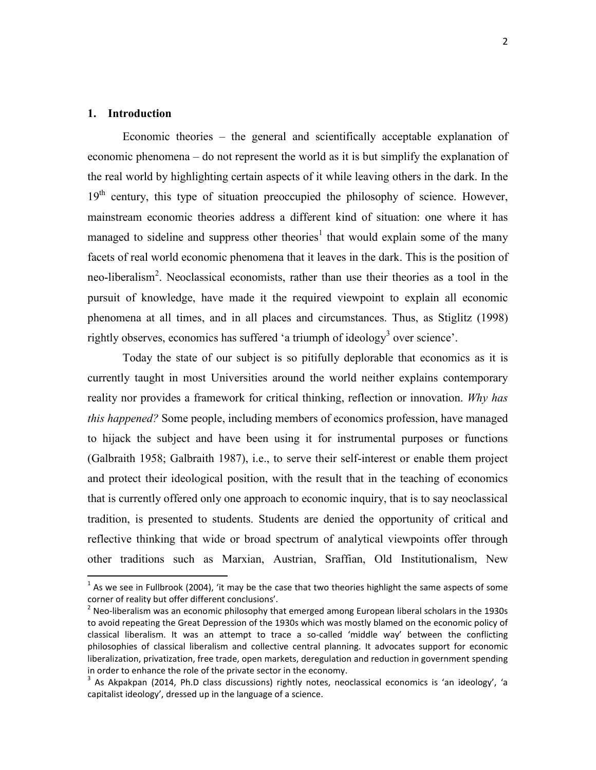## 1. Introduction

Economic theories – the general and scientifically acceptable explanation of economic phenomena – do not represent the world as it is but simplify the explanation of the real world by highlighting certain aspects of it while leaving others in the dark. In the 19th century, this type of situation preoccupied the philosophy of science. However, mainstream economic theories address a different kind of situation: one where it has managed to sideline and suppress other theories[1] that would explain some of the many facets of real world economic phenomena that it leaves in the dark. This is the position of neo-liberalism[2]. Neoclassical economists, rather than use their theories as a tool in the pursuit of knowledge, have made it the required viewpoint to explain all economic phenomena at all times, and in all places and circumstances. Thus, as Stiglitz (1998) rightly observes, economics has suffered 'a triumph of ideology[3] over science'.

Today the state of our subject is so pitifully deplorable that economics as it is currently taught in most Universities around the world neither explains contemporary reality nor provides a framework for critical thinking, reflection or innovation. *Why has this happened?* Some people, including members of economics profession, have managed to hijack the subject and have been using it for instrumental purposes or functions (Galbraith 1958; Galbraith 1987), i.e., to serve their self-interest or enable them project and protect their ideological position, with the result that in the teaching of economics that is currently offered only one approach to economic inquiry, that is to say neoclassical tradition, is presented to students. Students are denied the opportunity of critical and reflective thinking that wide or broad spectrum of analytical viewpoints offer through other traditions such as Marxian, Austrian, Sraffian, Old Institutionalism, New

---

[1] As we see in Fullbrook (2004), 'it may be the case that two theories highlight the same aspects of some corner of reality but offer different conclusions'.

[2] Neo-liberalism was an economic philosophy that emerged among European liberal scholars in the 1930s to avoid repeating the Great Depression of the 1930s which was mostly blamed on the economic policy of classical liberalism. It was an attempt to trace a so-called 'middle way' between the conflicting philosophies of classical liberalism and collective central planning. It advocates support for economic liberalization, privatization, free trade, open markets, deregulation and reduction in government spending in order to enhance the role of the private sector in the economy.

[3] As Akpakpan (2014, Ph.D class discussions) rightly notes, neoclassical economics is 'an ideology', 'a capitalist ideology', dressed up in the language of a science.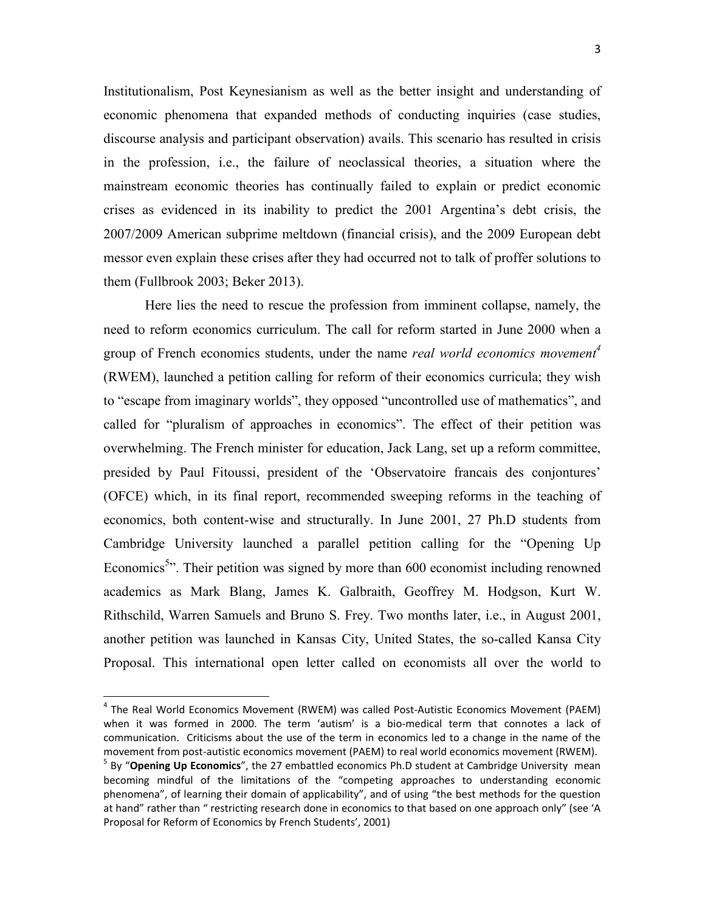Institutionalism, Post Keynesianism as well as the better insight and understanding of economic phenomena that expanded methods of conducting inquiries (case studies, discourse analysis and participant observation) avails. This scenario has resulted in crisis in the profession, i.e., the failure of neoclassical theories, a situation where the mainstream economic theories has continually failed to explain or predict economic crises as evidenced in its inability to predict the 2001 Argentina's debt crisis, the 2007/2009 American subprime meltdown (financial crisis), and the 2009 European debt messor even explain these crises after they had occurred not to talk of proffer solutions to them (Fullbrook 2003; Beker 2013).

Here lies the need to rescue the profession from imminent collapse, namely, the need to reform economics curriculum. The call for reform started in June 2000 when a group of French economics students, under the name *real world economics movement*[4] (RWEM), launched a petition calling for reform of their economics curricula; they wish to "escape from imaginary worlds", they opposed "uncontrolled use of mathematics", and called for "pluralism of approaches in economics". The effect of their petition was overwhelming. The French minister for education, Jack Lang, set up a reform committee, presided by Paul Fitoussi, president of the 'Observatoire francais des conjontures' (OFCE) which, in its final report, recommended sweeping reforms in the teaching of economics, both content-wise and structurally. In June 2001, 27 Ph.D students from Cambridge University launched a parallel petition calling for the "Opening Up Economics[5]". Their petition was signed by more than 600 economist including renowned academics as Mark Blang, James K. Galbraith, Geoffrey M. Hodgson, Kurt W. Rithschild, Warren Samuels and Bruno S. Frey. Two months later, i.e., in August 2001, another petition was launched in Kansas City, United States, the so-called Kansa City Proposal. This international open letter called on economists all over the world to

---

[4] The Real World Economics Movement (RWEM) was called Post-Autistic Economics Movement (PAEM) when it was formed in 2000. The term 'autism' is a bio-medical term that connotes a lack of communication. Criticisms about the use of the term in economics led to a change in the name of the movement from post-autistic economics movement (PAEM) to real world economics movement (RWEM).

[5] By "**Opening Up Economics**", the 27 embattled economics Ph.D student at Cambridge University mean becoming mindful of the limitations of the "competing approaches to understanding economic phenomena", of learning their domain of applicability", and of using "the best methods for the question at hand" rather than " restricting research done in economics to that based on one approach only" (see 'A Proposal for Reform of Economics by French Students', 2001)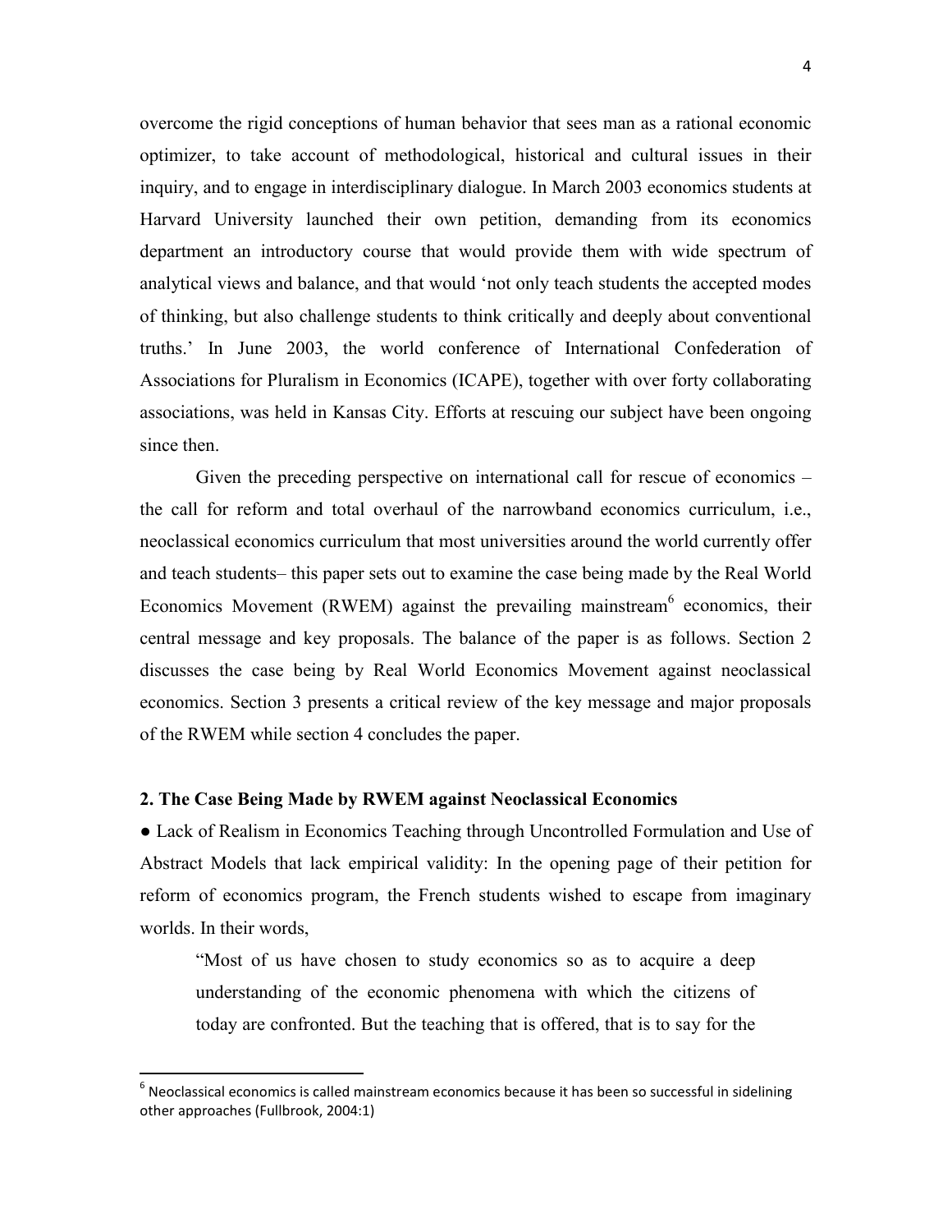overcome the rigid conceptions of human behavior that sees man as a rational economic optimizer, to take account of methodological, historical and cultural issues in their inquiry, and to engage in interdisciplinary dialogue. In March 2003 economics students at Harvard University launched their own petition, demanding from its economics department an introductory course that would provide them with wide spectrum of analytical views and balance, and that would 'not only teach students the accepted modes of thinking, but also challenge students to think critically and deeply about conventional truths.' In June 2003, the world conference of International Confederation of Associations for Pluralism in Economics (ICAPE), together with over forty collaborating associations, was held in Kansas City. Efforts at rescuing our subject have been ongoing since then.

Given the preceding perspective on international call for rescue of economics – the call for reform and total overhaul of the narrowband economics curriculum, i.e., neoclassical economics curriculum that most universities around the world currently offer and teach students– this paper sets out to examine the case being made by the Real World Economics Movement (RWEM) against the prevailing mainstream[6] economics, their central message and key proposals. The balance of the paper is as follows. Section 2 discusses the case being by Real World Economics Movement against neoclassical economics. Section 3 presents a critical review of the key message and major proposals of the RWEM while section 4 concludes the paper.

## 2. The Case Being Made by RWEM against Neoclassical Economics

● Lack of Realism in Economics Teaching through Uncontrolled Formulation and Use of Abstract Models that lack empirical validity: In the opening page of their petition for reform of economics program, the French students wished to escape from imaginary worlds. In their words,

> "Most of us have chosen to study economics so as to acquire a deep understanding of the economic phenomena with which the citizens of today are confronted. But the teaching that is offered, that is to say for the

---

[6] Neoclassical economics is called mainstream economics because it has been so successful in sidelining other approaches (Fullbrook, 2004:1)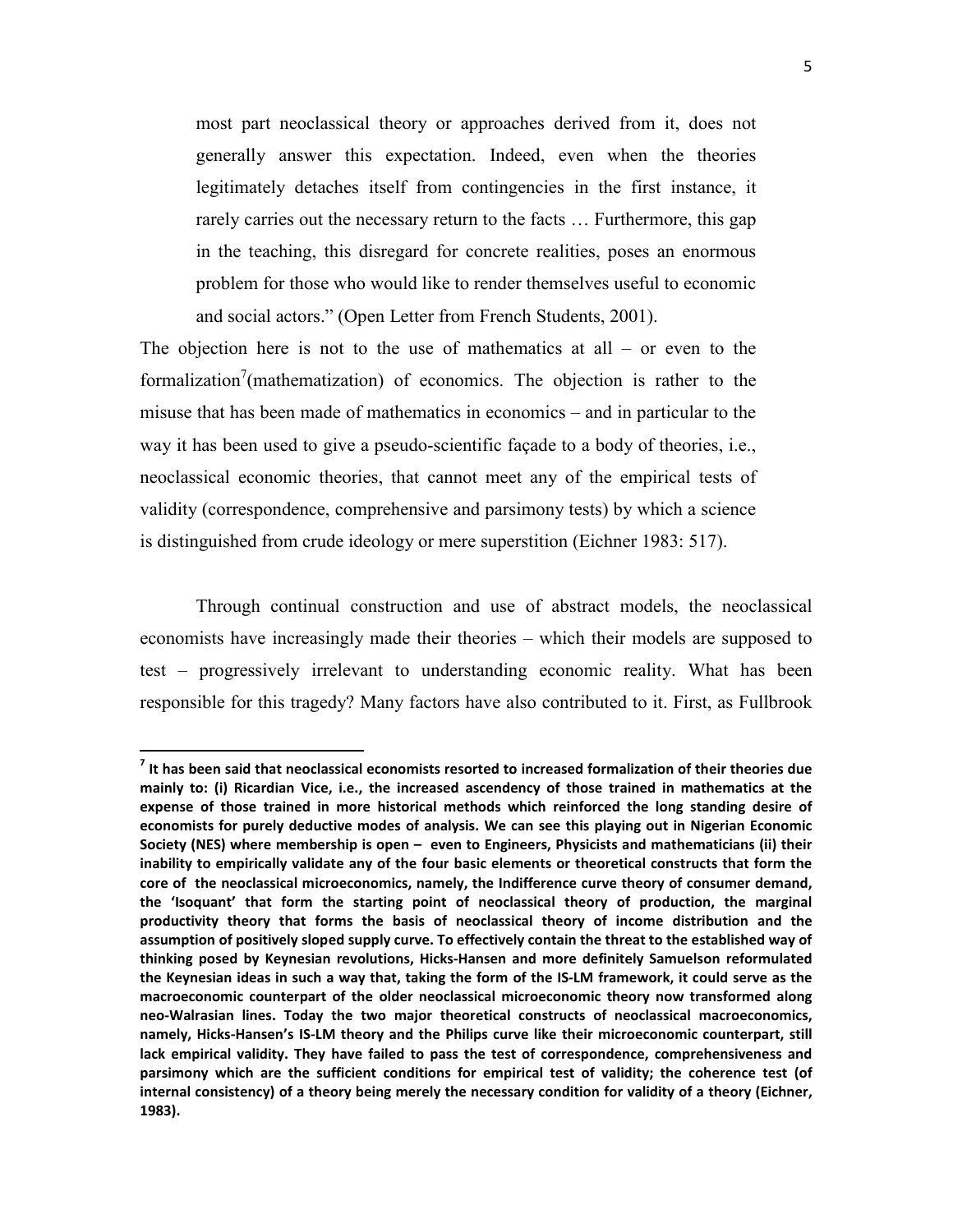> most part neoclassical theory or approaches derived from it, does not generally answer this expectation. Indeed, even when the theories legitimately detaches itself from contingencies in the first instance, it rarely carries out the necessary return to the facts … Furthermore, this gap in the teaching, this disregard for concrete realities, poses an enormous problem for those who would like to render themselves useful to economic and social actors." (Open Letter from French Students, 2001).

The objection here is not to the use of mathematics at all – or even to the formalization[7](mathematization) of economics. The objection is rather to the misuse that has been made of mathematics in economics – and in particular to the way it has been used to give a pseudo-scientific façade to a body of theories, i.e., neoclassical economic theories, that cannot meet any of the empirical tests of validity (correspondence, comprehensive and parsimony tests) by which a science is distinguished from crude ideology or mere superstition (Eichner 1983: 517).

Through continual construction and use of abstract models, the neoclassical economists have increasingly made their theories – which their models are supposed to test – progressively irrelevant to understanding economic reality. What has been responsible for this tragedy? Many factors have also contributed to it. First, as Fullbrook

---

**[7] It has been said that neoclassical economists resorted to increased formalization of their theories due mainly to: (i) Ricardian Vice, i.e., the increased ascendency of those trained in mathematics at the expense of those trained in more historical methods which reinforced the long standing desire of economists for purely deductive modes of analysis. We can see this playing out in Nigerian Economic Society (NES) where membership is open – even to Engineers, Physicists and mathematicians (ii) their inability to empirically validate any of the four basic elements or theoretical constructs that form the core of the neoclassical microeconomics, namely, the Indifference curve theory of consumer demand, the 'Isoquant' that form the starting point of neoclassical theory of production, the marginal productivity theory that forms the basis of neoclassical theory of income distribution and the assumption of positively sloped supply curve. To effectively contain the threat to the established way of thinking posed by Keynesian revolutions, Hicks-Hansen and more definitely Samuelson reformulated the Keynesian ideas in such a way that, taking the form of the IS-LM framework, it could serve as the macroeconomic counterpart of the older neoclassical microeconomic theory now transformed along neo-Walrasian lines. Today the two major theoretical constructs of neoclassical macroeconomics, namely, Hicks-Hansen's IS-LM theory and the Philips curve like their microeconomic counterpart, still lack empirical validity. They have failed to pass the test of correspondence, comprehensiveness and parsimony which are the sufficient conditions for empirical test of validity; the coherence test (of internal consistency) of a theory being merely the necessary condition for validity of a theory (Eichner, 1983).**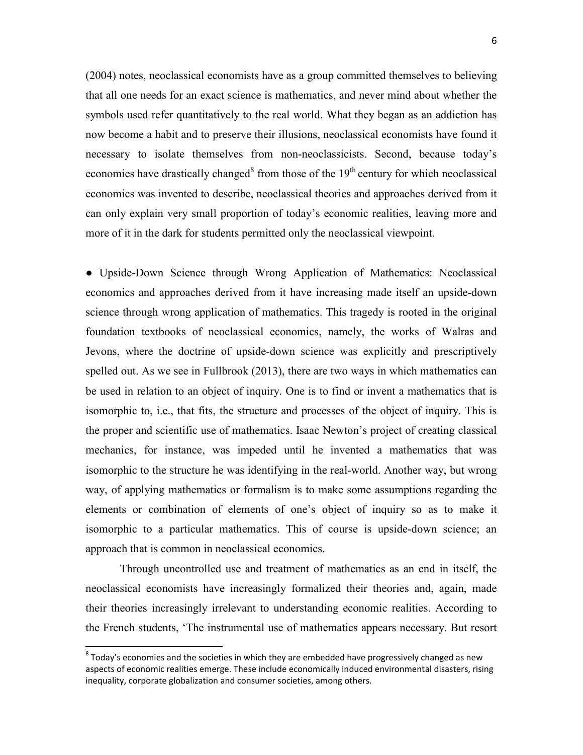(2004) notes, neoclassical economists have as a group committed themselves to believing that all one needs for an exact science is mathematics, and never mind about whether the symbols used refer quantitatively to the real world. What they began as an addiction has now become a habit and to preserve their illusions, neoclassical economists have found it necessary to isolate themselves from non-neoclassicists. Second, because today's economies have drastically changed[8] from those of the 19th century for which neoclassical economics was invented to describe, neoclassical theories and approaches derived from it can only explain very small proportion of today's economic realities, leaving more and more of it in the dark for students permitted only the neoclassical viewpoint.

● Upside-Down Science through Wrong Application of Mathematics: Neoclassical economics and approaches derived from it have increasing made itself an upside-down science through wrong application of mathematics. This tragedy is rooted in the original foundation textbooks of neoclassical economics, namely, the works of Walras and Jevons, where the doctrine of upside-down science was explicitly and prescriptively spelled out. As we see in Fullbrook (2013), there are two ways in which mathematics can be used in relation to an object of inquiry. One is to find or invent a mathematics that is isomorphic to, i.e., that fits, the structure and processes of the object of inquiry. This is the proper and scientific use of mathematics. Isaac Newton's project of creating classical mechanics, for instance, was impeded until he invented a mathematics that was isomorphic to the structure he was identifying in the real-world. Another way, but wrong way, of applying mathematics or formalism is to make some assumptions regarding the elements or combination of elements of one's object of inquiry so as to make it isomorphic to a particular mathematics. This of course is upside-down science; an approach that is common in neoclassical economics.

Through uncontrolled use and treatment of mathematics as an end in itself, the neoclassical economists have increasingly formalized their theories and, again, made their theories increasingly irrelevant to understanding economic realities. According to the French students, 'The instrumental use of mathematics appears necessary. But resort

[8] Today's economies and the societies in which they are embedded have progressively changed as new aspects of economic realities emerge. These include economically induced environmental disasters, rising inequality, corporate globalization and consumer societies, among others.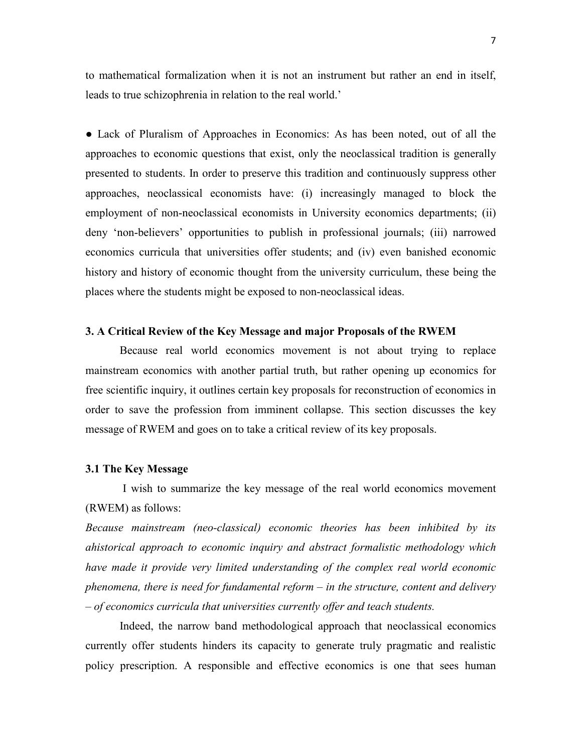to mathematical formalization when it is not an instrument but rather an end in itself, leads to true schizophrenia in relation to the real world.'

● Lack of Pluralism of Approaches in Economics: As has been noted, out of all the approaches to economic questions that exist, only the neoclassical tradition is generally presented to students. In order to preserve this tradition and continuously suppress other approaches, neoclassical economists have: (i) increasingly managed to block the employment of non-neoclassical economists in University economics departments; (ii) deny 'non-believers' opportunities to publish in professional journals; (iii) narrowed economics curricula that universities offer students; and (iv) even banished economic history and history of economic thought from the university curriculum, these being the places where the students might be exposed to non-neoclassical ideas.

## 3. A Critical Review of the Key Message and major Proposals of the RWEM

Because real world economics movement is not about trying to replace mainstream economics with another partial truth, but rather opening up economics for free scientific inquiry, it outlines certain key proposals for reconstruction of economics in order to save the profession from imminent collapse. This section discusses the key message of RWEM and goes on to take a critical review of its key proposals.

### 3.1 The Key Message

I wish to summarize the key message of the real world economics movement (RWEM) as follows:

*Because mainstream (neo-classical) economic theories has been inhibited by its ahistorical approach to economic inquiry and abstract formalistic methodology which have made it provide very limited understanding of the complex real world economic phenomena, there is need for fundamental reform – in the structure, content and delivery – of economics curricula that universities currently offer and teach students.*

Indeed, the narrow band methodological approach that neoclassical economics currently offer students hinders its capacity to generate truly pragmatic and realistic policy prescription. A responsible and effective economics is one that sees human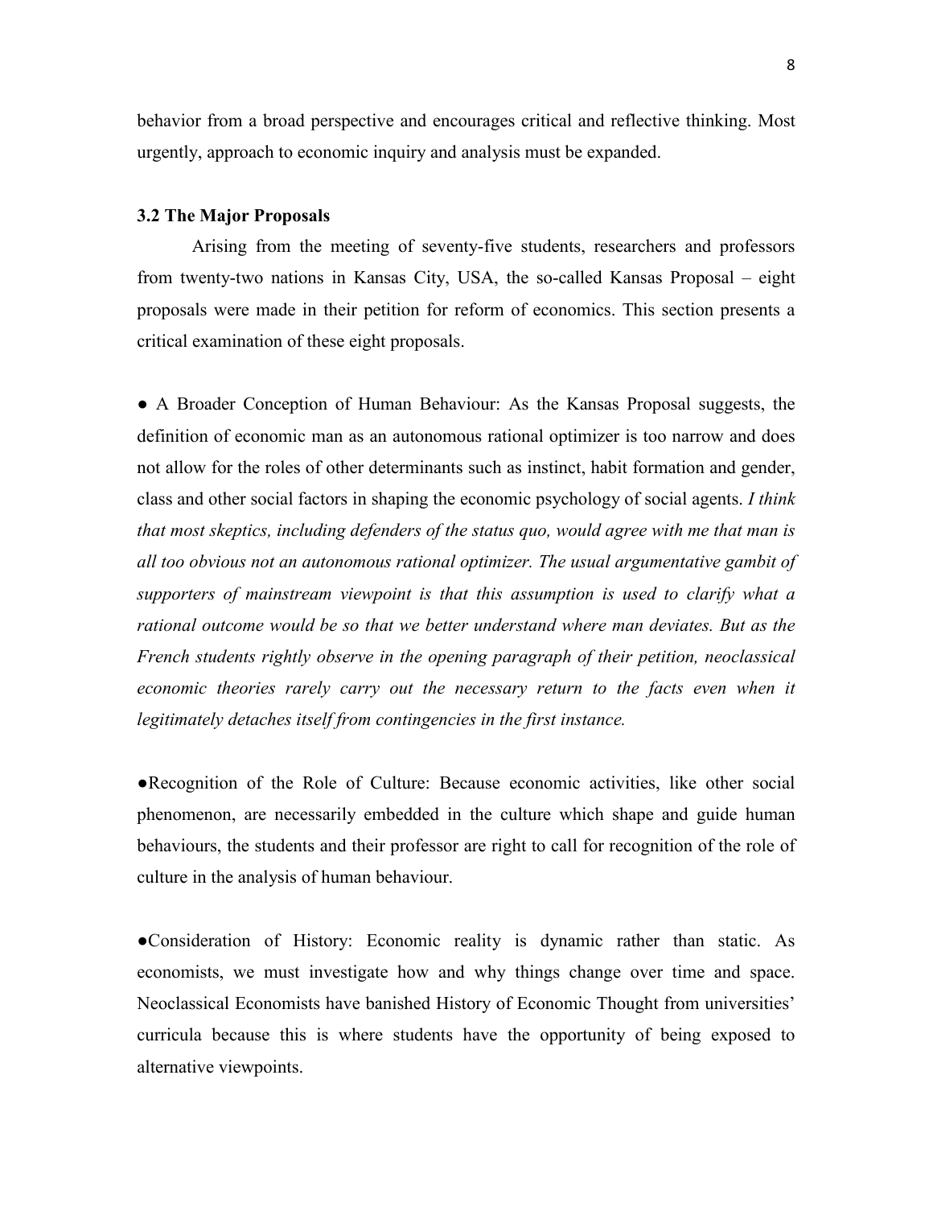behavior from a broad perspective and encourages critical and reflective thinking. Most urgently, approach to economic inquiry and analysis must be expanded.

### 3.2 The Major Proposals

Arising from the meeting of seventy-five students, researchers and professors from twenty-two nations in Kansas City, USA, the so-called Kansas Proposal – eight proposals were made in their petition for reform of economics. This section presents a critical examination of these eight proposals.

● A Broader Conception of Human Behaviour: As the Kansas Proposal suggests, the definition of economic man as an autonomous rational optimizer is too narrow and does not allow for the roles of other determinants such as instinct, habit formation and gender, class and other social factors in shaping the economic psychology of social agents. *I think that most skeptics, including defenders of the status quo, would agree with me that man is all too obvious not an autonomous rational optimizer. The usual argumentative gambit of supporters of mainstream viewpoint is that this assumption is used to clarify what a rational outcome would be so that we better understand where man deviates. But as the French students rightly observe in the opening paragraph of their petition, neoclassical economic theories rarely carry out the necessary return to the facts even when it legitimately detaches itself from contingencies in the first instance.*

●Recognition of the Role of Culture: Because economic activities, like other social phenomenon, are necessarily embedded in the culture which shape and guide human behaviours, the students and their professor are right to call for recognition of the role of culture in the analysis of human behaviour.

●Consideration of History: Economic reality is dynamic rather than static. As economists, we must investigate how and why things change over time and space. Neoclassical Economists have banished History of Economic Thought from universities' curricula because this is where students have the opportunity of being exposed to alternative viewpoints.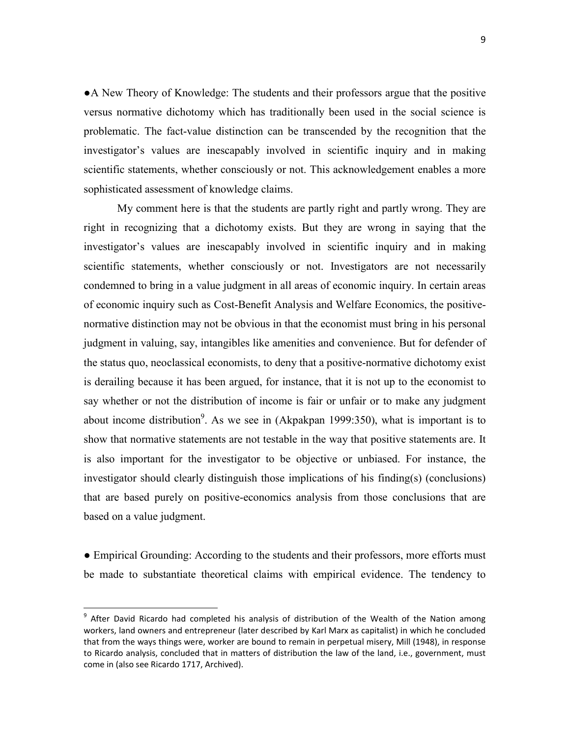●A New Theory of Knowledge: The students and their professors argue that the positive versus normative dichotomy which has traditionally been used in the social science is problematic. The fact-value distinction can be transcended by the recognition that the investigator's values are inescapably involved in scientific inquiry and in making scientific statements, whether consciously or not. This acknowledgement enables a more sophisticated assessment of knowledge claims.

My comment here is that the students are partly right and partly wrong. They are right in recognizing that a dichotomy exists. But they are wrong in saying that the investigator's values are inescapably involved in scientific inquiry and in making scientific statements, whether consciously or not. Investigators are not necessarily condemned to bring in a value judgment in all areas of economic inquiry. In certain areas of economic inquiry such as Cost-Benefit Analysis and Welfare Economics, the positive-normative distinction may not be obvious in that the economist must bring in his personal judgment in valuing, say, intangibles like amenities and convenience. But for defender of the status quo, neoclassical economists, to deny that a positive-normative dichotomy exist is derailing because it has been argued, for instance, that it is not up to the economist to say whether or not the distribution of income is fair or unfair or to make any judgment about income distribution[9]. As we see in (Akpakpan 1999:350), what is important is to show that normative statements are not testable in the way that positive statements are. It is also important for the investigator to be objective or unbiased. For instance, the investigator should clearly distinguish those implications of his finding(s) (conclusions) that are based purely on positive-economics analysis from those conclusions that are based on a value judgment.

● Empirical Grounding: According to the students and their professors, more efforts must be made to substantiate theoretical claims with empirical evidence. The tendency to

---

[9] After David Ricardo had completed his analysis of distribution of the Wealth of the Nation among workers, land owners and entrepreneur (later described by Karl Marx as capitalist) in which he concluded that from the ways things were, worker are bound to remain in perpetual misery, Mill (1948), in response to Ricardo analysis, concluded that in matters of distribution the law of the land, i.e., government, must come in (also see Ricardo 1717, Archived).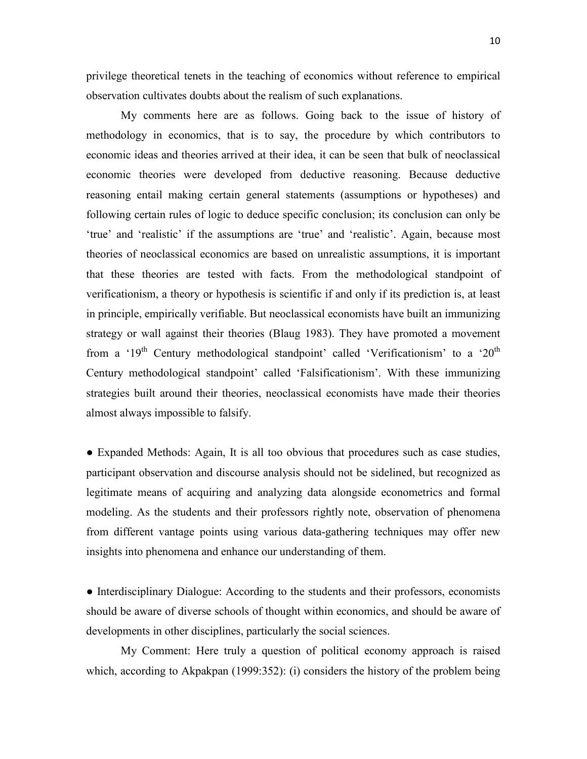privilege theoretical tenets in the teaching of economics without reference to empirical observation cultivates doubts about the realism of such explanations.

My comments here are as follows. Going back to the issue of history of methodology in economics, that is to say, the procedure by which contributors to economic ideas and theories arrived at their idea, it can be seen that bulk of neoclassical economic theories were developed from deductive reasoning. Because deductive reasoning entail making certain general statements (assumptions or hypotheses) and following certain rules of logic to deduce specific conclusion; its conclusion can only be 'true' and 'realistic' if the assumptions are 'true' and 'realistic'. Again, because most theories of neoclassical economics are based on unrealistic assumptions, it is important that these theories are tested with facts. From the methodological standpoint of verificationism, a theory or hypothesis is scientific if and only if its prediction is, at least in principle, empirically verifiable. But neoclassical economists have built an immunizing strategy or wall against their theories (Blaug 1983). They have promoted a movement from a '19th Century methodological standpoint' called 'Verificationism' to a '20th Century methodological standpoint' called 'Falsificationism'. With these immunizing strategies built around their theories, neoclassical economists have made their theories almost always impossible to falsify.

● Expanded Methods: Again, It is all too obvious that procedures such as case studies, participant observation and discourse analysis should not be sidelined, but recognized as legitimate means of acquiring and analyzing data alongside econometrics and formal modeling. As the students and their professors rightly note, observation of phenomena from different vantage points using various data-gathering techniques may offer new insights into phenomena and enhance our understanding of them.

● Interdisciplinary Dialogue: According to the students and their professors, economists should be aware of diverse schools of thought within economics, and should be aware of developments in other disciplines, particularly the social sciences.

My Comment: Here truly a question of political economy approach is raised which, according to Akpakpan (1999:352): (i) considers the history of the problem being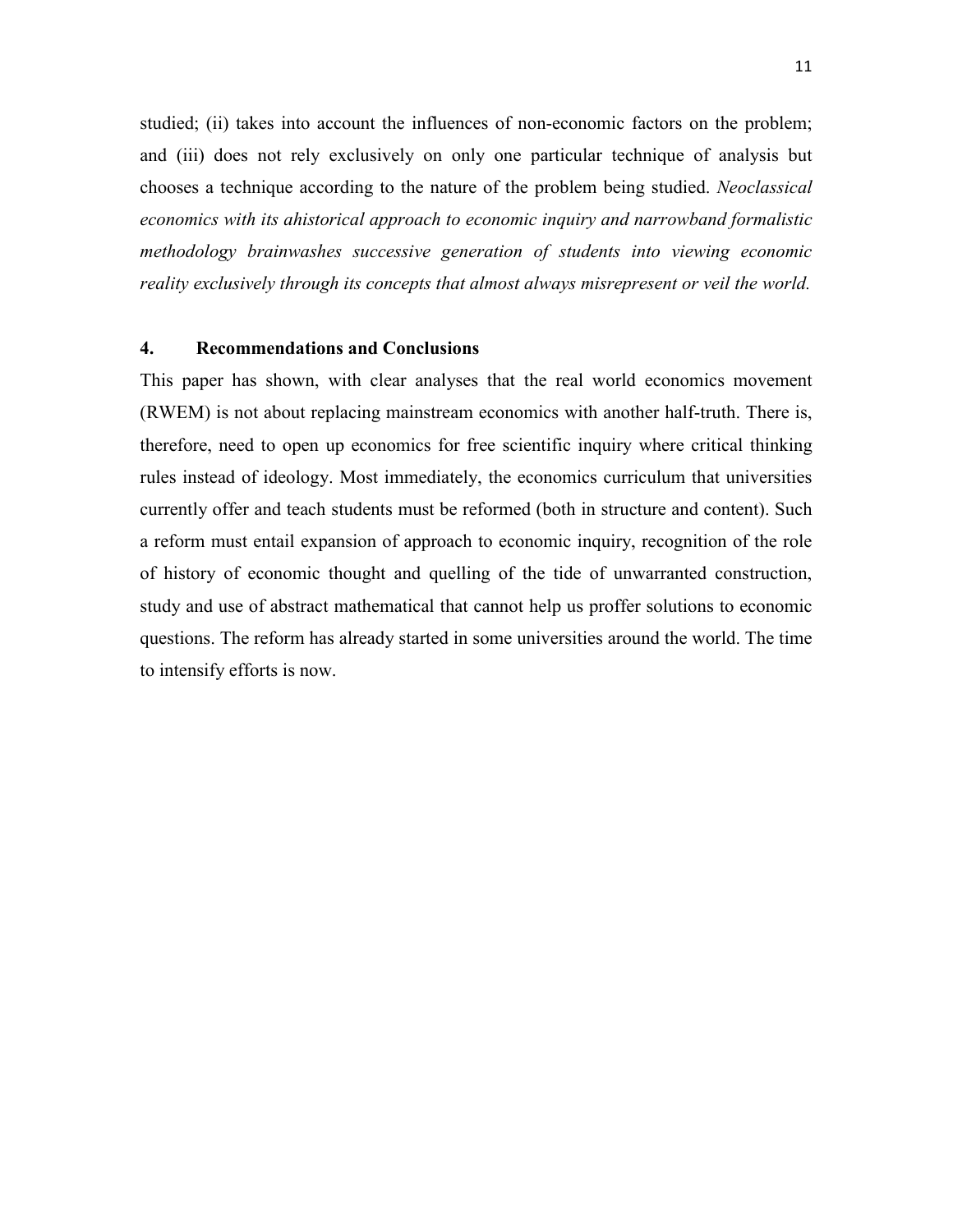studied; (ii) takes into account the influences of non-economic factors on the problem; and (iii) does not rely exclusively on only one particular technique of analysis but chooses a technique according to the nature of the problem being studied. *Neoclassical economics with its ahistorical approach to economic inquiry and narrowband formalistic methodology brainwashes successive generation of students into viewing economic reality exclusively through its concepts that almost always misrepresent or veil the world.*

## 4. Recommendations and Conclusions

This paper has shown, with clear analyses that the real world economics movement (RWEM) is not about replacing mainstream economics with another half-truth. There is, therefore, need to open up economics for free scientific inquiry where critical thinking rules instead of ideology. Most immediately, the economics curriculum that universities currently offer and teach students must be reformed (both in structure and content). Such a reform must entail expansion of approach to economic inquiry, recognition of the role of history of economic thought and quelling of the tide of unwarranted construction, study and use of abstract mathematical that cannot help us proffer solutions to economic questions. The reform has already started in some universities around the world. The time to intensify efforts is now.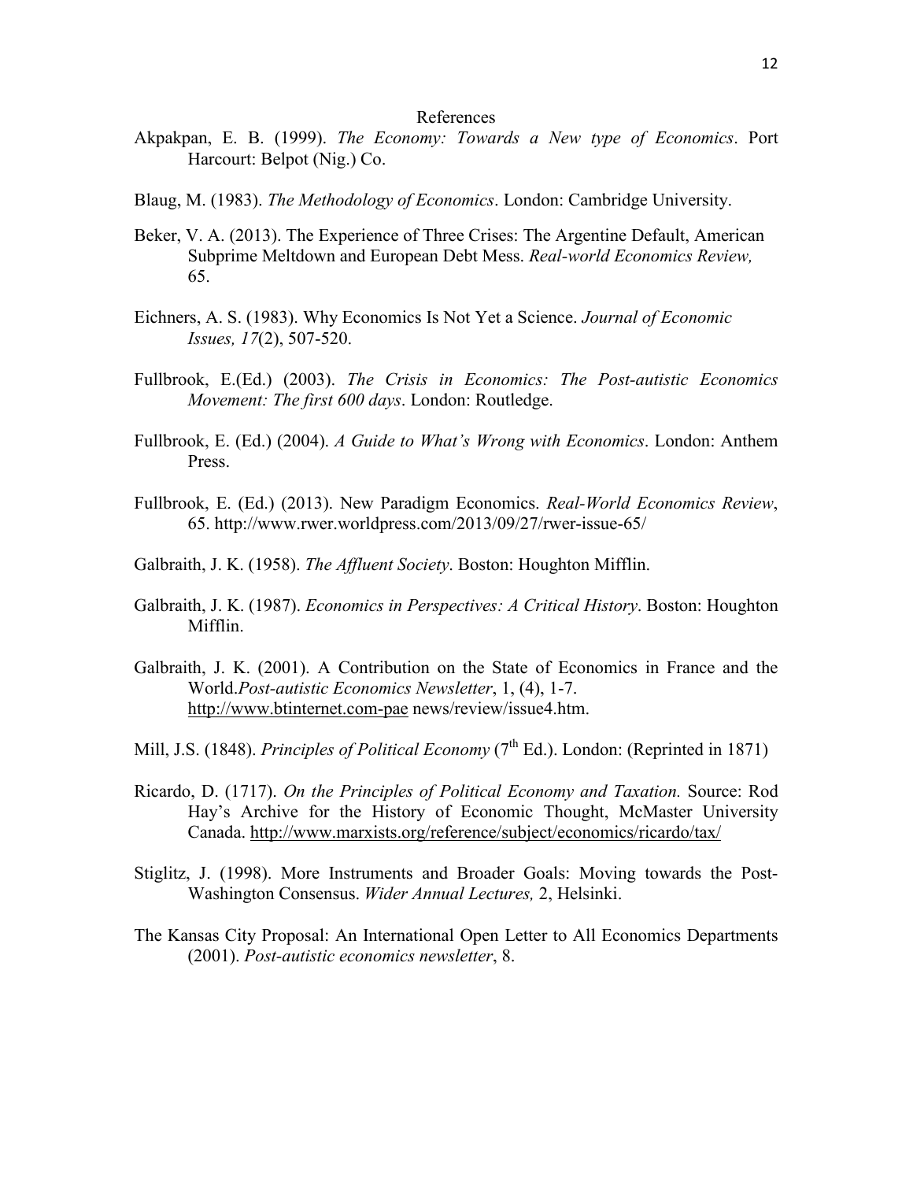# References

Akpakpan, E. B. (1999). *The Economy: Towards a New type of Economics*. Port Harcourt: Belpot (Nig.) Co.

Blaug, M. (1983). *The Methodology of Economics*. London: Cambridge University.

Beker, V. A. (2013). The Experience of Three Crises: The Argentine Default, American Subprime Meltdown and European Debt Mess. *Real-world Economics Review,* 65.

Eichners, A. S. (1983). Why Economics Is Not Yet a Science. *Journal of Economic Issues, 17*(2), 507-520.

Fullbrook, E.(Ed.) (2003). *The Crisis in Economics: The Post-autistic Economics Movement: The first 600 days*. London: Routledge.

Fullbrook, E. (Ed.) (2004). *A Guide to What's Wrong with Economics*. London: Anthem Press.

Fullbrook, E. (Ed.) (2013). New Paradigm Economics. *Real-World Economics Review*, 65. http://www.rwer.worldpress.com/2013/09/27/rwer-issue-65/

Galbraith, J. K. (1958). *The Affluent Society*. Boston: Houghton Mifflin.

Galbraith, J. K. (1987). *Economics in Perspectives: A Critical History*. Boston: Houghton Mifflin.

Galbraith, J. K. (2001). A Contribution on the State of Economics in France and the World.*Post-autistic Economics Newsletter*, 1, (4), 1-7. http://www.btinternet.com-pae news/review/issue4.htm.

Mill, J.S. (1848). *Principles of Political Economy* (7th Ed.). London: (Reprinted in 1871)

Ricardo, D. (1717). *On the Principles of Political Economy and Taxation.* Source: Rod Hay's Archive for the History of Economic Thought, McMaster University Canada. http://www.marxists.org/reference/subject/economics/ricardo/tax/

Stiglitz, J. (1998). More Instruments and Broader Goals: Moving towards the Post-Washington Consensus. *Wider Annual Lectures,* 2, Helsinki.

The Kansas City Proposal: An International Open Letter to All Economics Departments (2001). *Post-autistic economics newsletter*, 8.